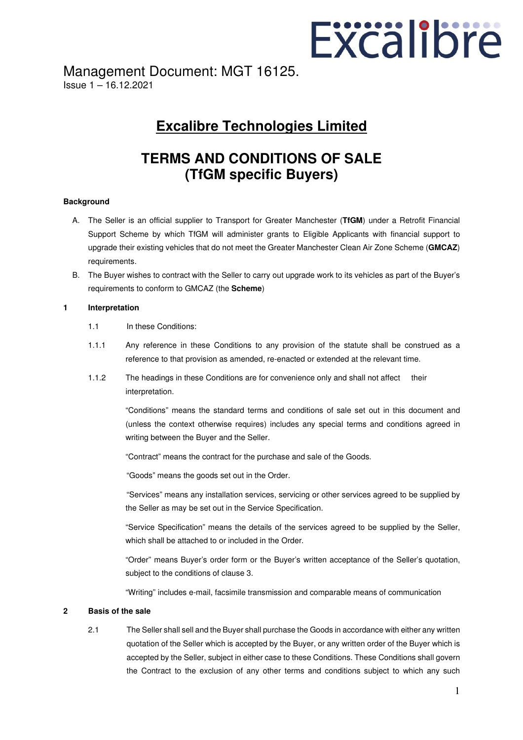Management Document: MGT 16125.
Issue 1 – 16.12.2021

# Excalibre Technologies Limited

# TERMS AND CONDITIONS OF SALE (TfGM specific Buyers)

**Background**

A. The Seller is an official supplier to Transport for Greater Manchester (**TfGM**) under a Retrofit Financial Support Scheme by which TfGM will administer grants to Eligible Applicants with financial support to upgrade their existing vehicles that do not meet the Greater Manchester Clean Air Zone Scheme (**GMCAZ**) requirements.

B. The Buyer wishes to contract with the Seller to carry out upgrade work to its vehicles as part of the Buyer's requirements to conform to GMCAZ (the **Scheme**)

**1 Interpretation**

1.1 In these Conditions:

1.1.1 Any reference in these Conditions to any provision of the statute shall be construed as a reference to that provision as amended, re-enacted or extended at the relevant time.

1.1.2 The headings in these Conditions are for convenience only and shall not affect their interpretation.

"Conditions" means the standard terms and conditions of sale set out in this document and (unless the context otherwise requires) includes any special terms and conditions agreed in writing between the Buyer and the Seller.

"Contract" means the contract for the purchase and sale of the Goods.

"Goods" means the goods set out in the Order.

"Services" means any installation services, servicing or other services agreed to be supplied by the Seller as may be set out in the Service Specification.

"Service Specification" means the details of the services agreed to be supplied by the Seller, which shall be attached to or included in the Order.

"Order" means Buyer's order form or the Buyer's written acceptance of the Seller's quotation, subject to the conditions of clause 3.

"Writing" includes e-mail, facsimile transmission and comparable means of communication

**2 Basis of the sale**

2.1 The Seller shall sell and the Buyer shall purchase the Goods in accordance with either any written quotation of the Seller which is accepted by the Buyer, or any written order of the Buyer which is accepted by the Seller, subject in either case to these Conditions. These Conditions shall govern the Contract to the exclusion of any other terms and conditions subject to which any such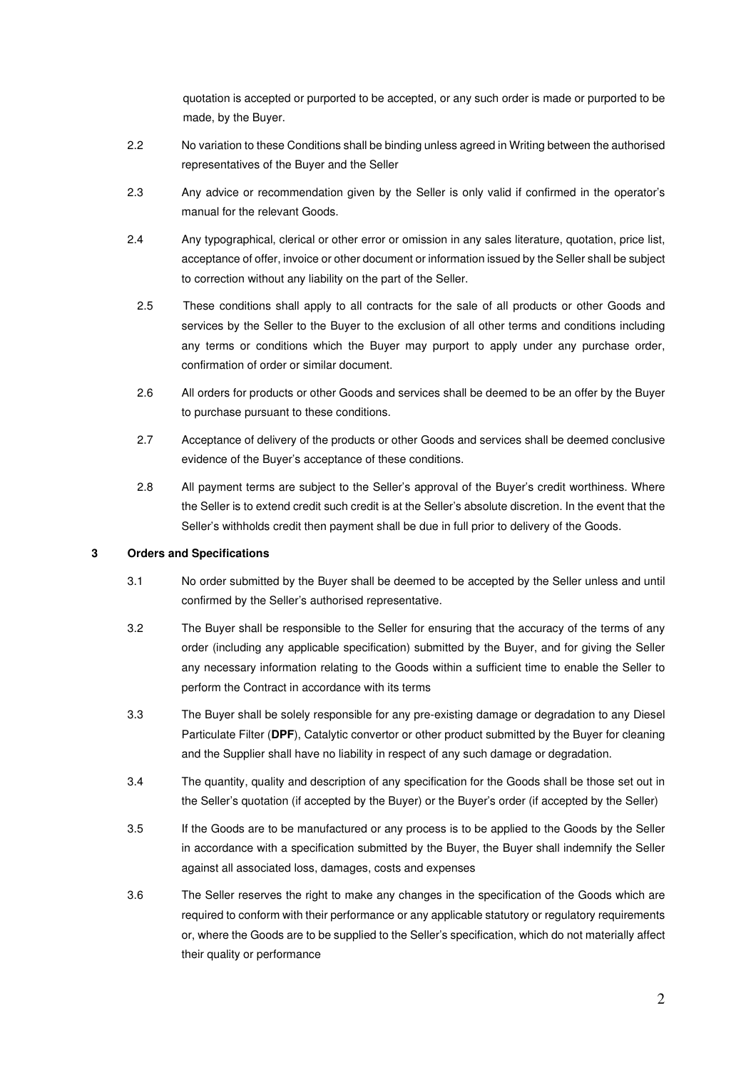quotation is accepted or purported to be accepted, or any such order is made or purported to be made, by the Buyer.

2.2 No variation to these Conditions shall be binding unless agreed in Writing between the authorised representatives of the Buyer and the Seller

2.3 Any advice or recommendation given by the Seller is only valid if confirmed in the operator's manual for the relevant Goods.

2.4 Any typographical, clerical or other error or omission in any sales literature, quotation, price list, acceptance of offer, invoice or other document or information issued by the Seller shall be subject to correction without any liability on the part of the Seller.

2.5 These conditions shall apply to all contracts for the sale of all products or other Goods and services by the Seller to the Buyer to the exclusion of all other terms and conditions including any terms or conditions which the Buyer may purport to apply under any purchase order, confirmation of order or similar document.

2.6 All orders for products or other Goods and services shall be deemed to be an offer by the Buyer to purchase pursuant to these conditions.

2.7 Acceptance of delivery of the products or other Goods and services shall be deemed conclusive evidence of the Buyer's acceptance of these conditions.

2.8 All payment terms are subject to the Seller's approval of the Buyer's credit worthiness. Where the Seller is to extend credit such credit is at the Seller's absolute discretion. In the event that the Seller's withholds credit then payment shall be due in full prior to delivery of the Goods.

**3 Orders and Specifications**

3.1 No order submitted by the Buyer shall be deemed to be accepted by the Seller unless and until confirmed by the Seller's authorised representative.

3.2 The Buyer shall be responsible to the Seller for ensuring that the accuracy of the terms of any order (including any applicable specification) submitted by the Buyer, and for giving the Seller any necessary information relating to the Goods within a sufficient time to enable the Seller to perform the Contract in accordance with its terms

3.3 The Buyer shall be solely responsible for any pre-existing damage or degradation to any Diesel Particulate Filter (**DPF**), Catalytic convertor or other product submitted by the Buyer for cleaning and the Supplier shall have no liability in respect of any such damage or degradation.

3.4 The quantity, quality and description of any specification for the Goods shall be those set out in the Seller's quotation (if accepted by the Buyer) or the Buyer's order (if accepted by the Seller)

3.5 If the Goods are to be manufactured or any process is to be applied to the Goods by the Seller in accordance with a specification submitted by the Buyer, the Buyer shall indemnify the Seller against all associated loss, damages, costs and expenses

3.6 The Seller reserves the right to make any changes in the specification of the Goods which are required to conform with their performance or any applicable statutory or regulatory requirements or, where the Goods are to be supplied to the Seller's specification, which do not materially affect their quality or performance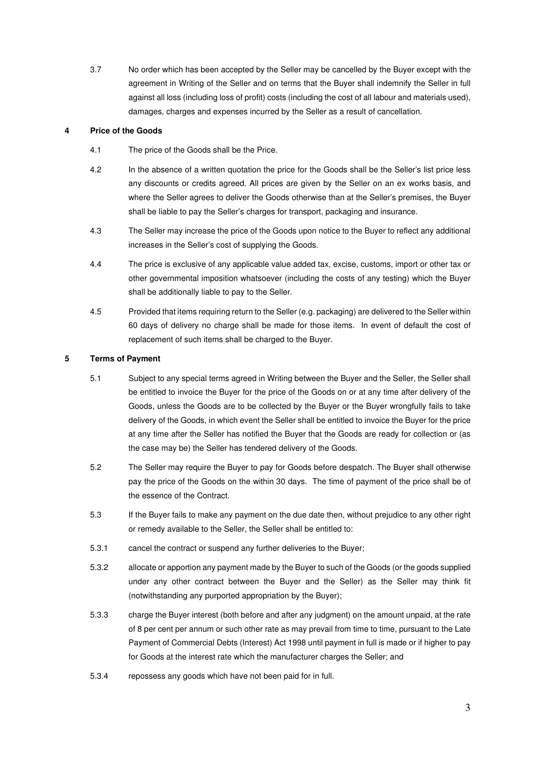3.7 No order which has been accepted by the Seller may be cancelled by the Buyer except with the agreement in Writing of the Seller and on terms that the Buyer shall indemnify the Seller in full against all loss (including loss of profit) costs (including the cost of all labour and materials used), damages, charges and expenses incurred by the Seller as a result of cancellation.

## 4 Price of the Goods

4.1 The price of the Goods shall be the Price.

4.2 In the absence of a written quotation the price for the Goods shall be the Seller's list price less any discounts or credits agreed. All prices are given by the Seller on an ex works basis, and where the Seller agrees to deliver the Goods otherwise than at the Seller's premises, the Buyer shall be liable to pay the Seller's charges for transport, packaging and insurance.

4.3 The Seller may increase the price of the Goods upon notice to the Buyer to reflect any additional increases in the Seller's cost of supplying the Goods.

4.4 The price is exclusive of any applicable value added tax, excise, customs, import or other tax or other governmental imposition whatsoever (including the costs of any testing) which the Buyer shall be additionally liable to pay to the Seller.

4.5 Provided that items requiring return to the Seller (e.g. packaging) are delivered to the Seller within 60 days of delivery no charge shall be made for those items. In event of default the cost of replacement of such items shall be charged to the Buyer.

## 5 Terms of Payment

5.1 Subject to any special terms agreed in Writing between the Buyer and the Seller, the Seller shall be entitled to invoice the Buyer for the price of the Goods on or at any time after delivery of the Goods, unless the Goods are to be collected by the Buyer or the Buyer wrongfully fails to take delivery of the Goods, in which event the Seller shall be entitled to invoice the Buyer for the price at any time after the Seller has notified the Buyer that the Goods are ready for collection or (as the case may be) the Seller has tendered delivery of the Goods.

5.2 The Seller may require the Buyer to pay for Goods before despatch. The Buyer shall otherwise pay the price of the Goods on the within 30 days. The time of payment of the price shall be of the essence of the Contract.

5.3 If the Buyer fails to make any payment on the due date then, without prejudice to any other right or remedy available to the Seller, the Seller shall be entitled to:

5.3.1 cancel the contract or suspend any further deliveries to the Buyer;

5.3.2 allocate or apportion any payment made by the Buyer to such of the Goods (or the goods supplied under any other contract between the Buyer and the Seller) as the Seller may think fit (notwithstanding any purported appropriation by the Buyer);

5.3.3 charge the Buyer interest (both before and after any judgment) on the amount unpaid, at the rate of 8 per cent per annum or such other rate as may prevail from time to time, pursuant to the Late Payment of Commercial Debts (Interest) Act 1998 until payment in full is made or if higher to pay for Goods at the interest rate which the manufacturer charges the Seller; and

5.3.4 repossess any goods which have not been paid for in full.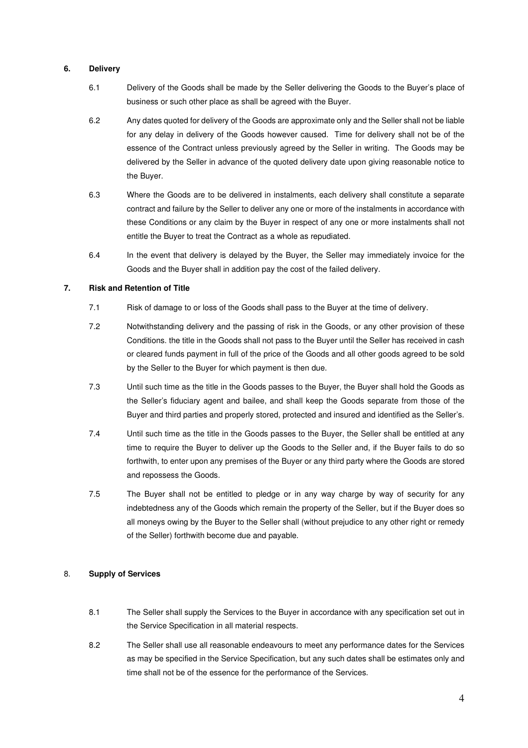**6. Delivery**

6.1 Delivery of the Goods shall be made by the Seller delivering the Goods to the Buyer's place of business or such other place as shall be agreed with the Buyer.

6.2 Any dates quoted for delivery of the Goods are approximate only and the Seller shall not be liable for any delay in delivery of the Goods however caused. Time for delivery shall not be of the essence of the Contract unless previously agreed by the Seller in writing. The Goods may be delivered by the Seller in advance of the quoted delivery date upon giving reasonable notice to the Buyer.

6.3 Where the Goods are to be delivered in instalments, each delivery shall constitute a separate contract and failure by the Seller to deliver any one or more of the instalments in accordance with these Conditions or any claim by the Buyer in respect of any one or more instalments shall not entitle the Buyer to treat the Contract as a whole as repudiated.

6.4 In the event that delivery is delayed by the Buyer, the Seller may immediately invoice for the Goods and the Buyer shall in addition pay the cost of the failed delivery.

**7. Risk and Retention of Title**

7.1 Risk of damage to or loss of the Goods shall pass to the Buyer at the time of delivery.

7.2 Notwithstanding delivery and the passing of risk in the Goods, or any other provision of these Conditions. the title in the Goods shall not pass to the Buyer until the Seller has received in cash or cleared funds payment in full of the price of the Goods and all other goods agreed to be sold by the Seller to the Buyer for which payment is then due.

7.3 Until such time as the title in the Goods passes to the Buyer, the Buyer shall hold the Goods as the Seller's fiduciary agent and bailee, and shall keep the Goods separate from those of the Buyer and third parties and properly stored, protected and insured and identified as the Seller's.

7.4 Until such time as the title in the Goods passes to the Buyer, the Seller shall be entitled at any time to require the Buyer to deliver up the Goods to the Seller and, if the Buyer fails to do so forthwith, to enter upon any premises of the Buyer or any third party where the Goods are stored and repossess the Goods.

7.5 The Buyer shall not be entitled to pledge or in any way charge by way of security for any indebtedness any of the Goods which remain the property of the Seller, but if the Buyer does so all moneys owing by the Buyer to the Seller shall (without prejudice to any other right or remedy of the Seller) forthwith become due and payable.

8. **Supply of Services**

8.1 The Seller shall supply the Services to the Buyer in accordance with any specification set out in the Service Specification in all material respects.

8.2 The Seller shall use all reasonable endeavours to meet any performance dates for the Services as may be specified in the Service Specification, but any such dates shall be estimates only and time shall not be of the essence for the performance of the Services.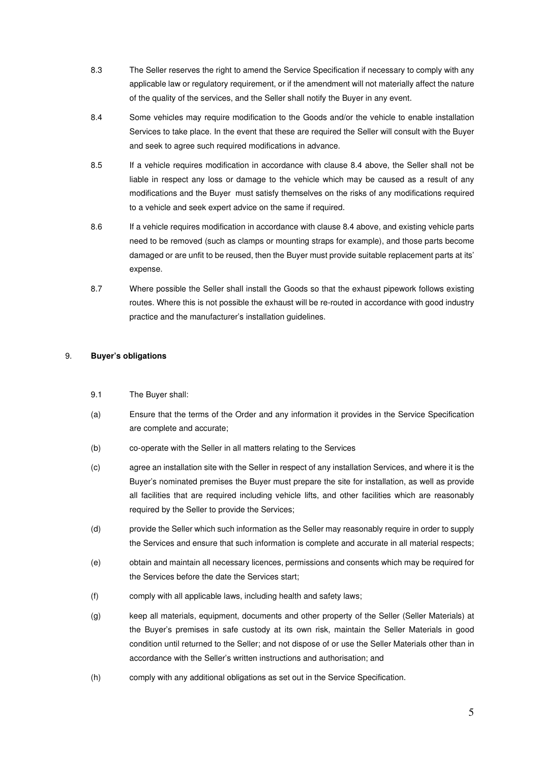8.3 The Seller reserves the right to amend the Service Specification if necessary to comply with any applicable law or regulatory requirement, or if the amendment will not materially affect the nature of the quality of the services, and the Seller shall notify the Buyer in any event.

8.4 Some vehicles may require modification to the Goods and/or the vehicle to enable installation Services to take place. In the event that these are required the Seller will consult with the Buyer and seek to agree such required modifications in advance.

8.5 If a vehicle requires modification in accordance with clause 8.4 above, the Seller shall not be liable in respect any loss or damage to the vehicle which may be caused as a result of any modifications and the Buyer must satisfy themselves on the risks of any modifications required to a vehicle and seek expert advice on the same if required.

8.6 If a vehicle requires modification in accordance with clause 8.4 above, and existing vehicle parts need to be removed (such as clamps or mounting straps for example), and those parts become damaged or are unfit to be reused, then the Buyer must provide suitable replacement parts at its' expense.

8.7 Where possible the Seller shall install the Goods so that the exhaust pipework follows existing routes. Where this is not possible the exhaust will be re-routed in accordance with good industry practice and the manufacturer's installation guidelines.

9. **Buyer's obligations**

9.1 The Buyer shall:

(a) Ensure that the terms of the Order and any information it provides in the Service Specification are complete and accurate;

(b) co-operate with the Seller in all matters relating to the Services

(c) agree an installation site with the Seller in respect of any installation Services, and where it is the Buyer's nominated premises the Buyer must prepare the site for installation, as well as provide all facilities that are required including vehicle lifts, and other facilities which are reasonably required by the Seller to provide the Services;

(d) provide the Seller which such information as the Seller may reasonably require in order to supply the Services and ensure that such information is complete and accurate in all material respects;

(e) obtain and maintain all necessary licences, permissions and consents which may be required for the Services before the date the Services start;

(f) comply with all applicable laws, including health and safety laws;

(g) keep all materials, equipment, documents and other property of the Seller (Seller Materials) at the Buyer's premises in safe custody at its own risk, maintain the Seller Materials in good condition until returned to the Seller; and not dispose of or use the Seller Materials other than in accordance with the Seller's written instructions and authorisation; and

(h) comply with any additional obligations as set out in the Service Specification.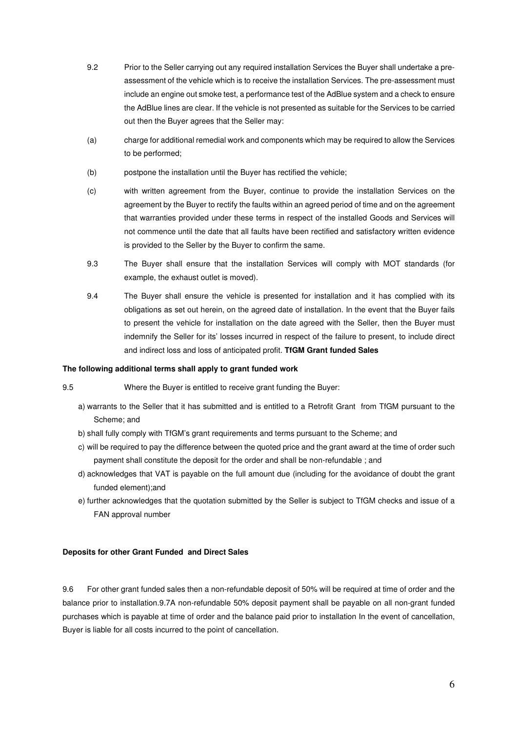9.2 Prior to the Seller carrying out any required installation Services the Buyer shall undertake a pre-assessment of the vehicle which is to receive the installation Services. The pre-assessment must include an engine out smoke test, a performance test of the AdBlue system and a check to ensure the AdBlue lines are clear. If the vehicle is not presented as suitable for the Services to be carried out then the Buyer agrees that the Seller may:

(a) charge for additional remedial work and components which may be required to allow the Services to be performed;

(b) postpone the installation until the Buyer has rectified the vehicle;

(c) with written agreement from the Buyer, continue to provide the installation Services on the agreement by the Buyer to rectify the faults within an agreed period of time and on the agreement that warranties provided under these terms in respect of the installed Goods and Services will not commence until the date that all faults have been rectified and satisfactory written evidence is provided to the Seller by the Buyer to confirm the same.

9.3 The Buyer shall ensure that the installation Services will comply with MOT standards (for example, the exhaust outlet is moved).

9.4 The Buyer shall ensure the vehicle is presented for installation and it has complied with its obligations as set out herein, on the agreed date of installation. In the event that the Buyer fails to present the vehicle for installation on the date agreed with the Seller, then the Buyer must indemnify the Seller for its' losses incurred in respect of the failure to present, to include direct and indirect loss and loss of anticipated profit. **TfGM Grant funded Sales**

**The following additional terms shall apply to grant funded work**

9.5 Where the Buyer is entitled to receive grant funding the Buyer:

a) warrants to the Seller that it has submitted and is entitled to a Retrofit Grant from TfGM pursuant to the Scheme; and

b) shall fully comply with TfGM's grant requirements and terms pursuant to the Scheme; and

c) will be required to pay the difference between the quoted price and the grant award at the time of order such payment shall constitute the deposit for the order and shall be non-refundable ; and

d) acknowledges that VAT is payable on the full amount due (including for the avoidance of doubt the grant funded element);and

e) further acknowledges that the quotation submitted by the Seller is subject to TfGM checks and issue of a FAN approval number

**Deposits for other Grant Funded and Direct Sales**

9.6 For other grant funded sales then a non-refundable deposit of 50% will be required at time of order and the balance prior to installation.9.7A non-refundable 50% deposit payment shall be payable on all non-grant funded purchases which is payable at time of order and the balance paid prior to installation In the event of cancellation, Buyer is liable for all costs incurred to the point of cancellation.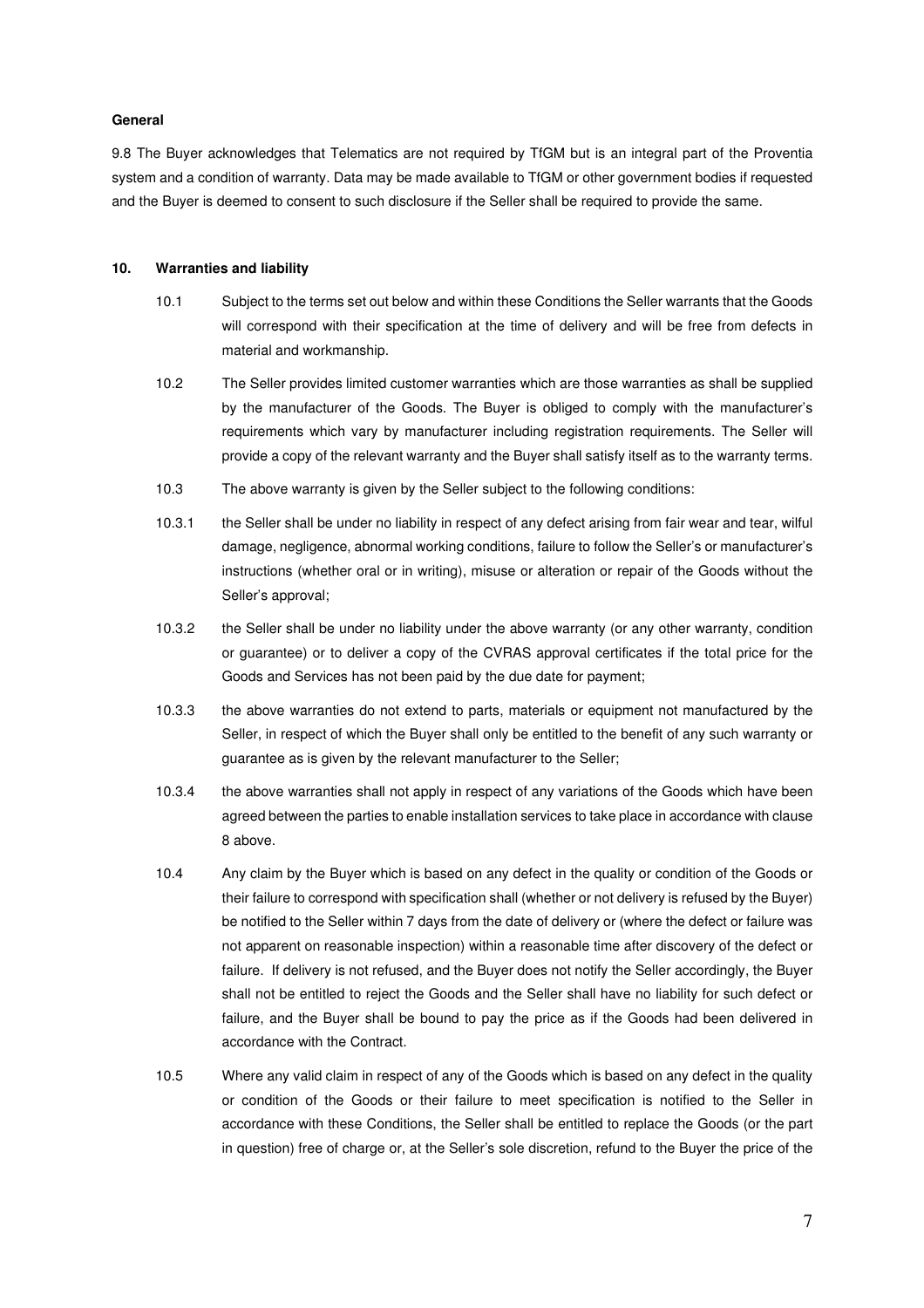**General**

9.8 The Buyer acknowledges that Telematics are not required by TfGM but is an integral part of the Proventia system and a condition of warranty. Data may be made available to TfGM or other government bodies if requested and the Buyer is deemed to consent to such disclosure if the Seller shall be required to provide the same.

## 10. Warranties and liability

10.1 Subject to the terms set out below and within these Conditions the Seller warrants that the Goods will correspond with their specification at the time of delivery and will be free from defects in material and workmanship.

10.2 The Seller provides limited customer warranties which are those warranties as shall be supplied by the manufacturer of the Goods. The Buyer is obliged to comply with the manufacturer's requirements which vary by manufacturer including registration requirements. The Seller will provide a copy of the relevant warranty and the Buyer shall satisfy itself as to the warranty terms.

10.3 The above warranty is given by the Seller subject to the following conditions:

10.3.1 the Seller shall be under no liability in respect of any defect arising from fair wear and tear, wilful damage, negligence, abnormal working conditions, failure to follow the Seller's or manufacturer's instructions (whether oral or in writing), misuse or alteration or repair of the Goods without the Seller's approval;

10.3.2 the Seller shall be under no liability under the above warranty (or any other warranty, condition or guarantee) or to deliver a copy of the CVRAS approval certificates if the total price for the Goods and Services has not been paid by the due date for payment;

10.3.3 the above warranties do not extend to parts, materials or equipment not manufactured by the Seller, in respect of which the Buyer shall only be entitled to the benefit of any such warranty or guarantee as is given by the relevant manufacturer to the Seller;

10.3.4 the above warranties shall not apply in respect of any variations of the Goods which have been agreed between the parties to enable installation services to take place in accordance with clause 8 above.

10.4 Any claim by the Buyer which is based on any defect in the quality or condition of the Goods or their failure to correspond with specification shall (whether or not delivery is refused by the Buyer) be notified to the Seller within 7 days from the date of delivery or (where the defect or failure was not apparent on reasonable inspection) within a reasonable time after discovery of the defect or failure. If delivery is not refused, and the Buyer does not notify the Seller accordingly, the Buyer shall not be entitled to reject the Goods and the Seller shall have no liability for such defect or failure, and the Buyer shall be bound to pay the price as if the Goods had been delivered in accordance with the Contract.

10.5 Where any valid claim in respect of any of the Goods which is based on any defect in the quality or condition of the Goods or their failure to meet specification is notified to the Seller in accordance with these Conditions, the Seller shall be entitled to replace the Goods (or the part in question) free of charge or, at the Seller's sole discretion, refund to the Buyer the price of the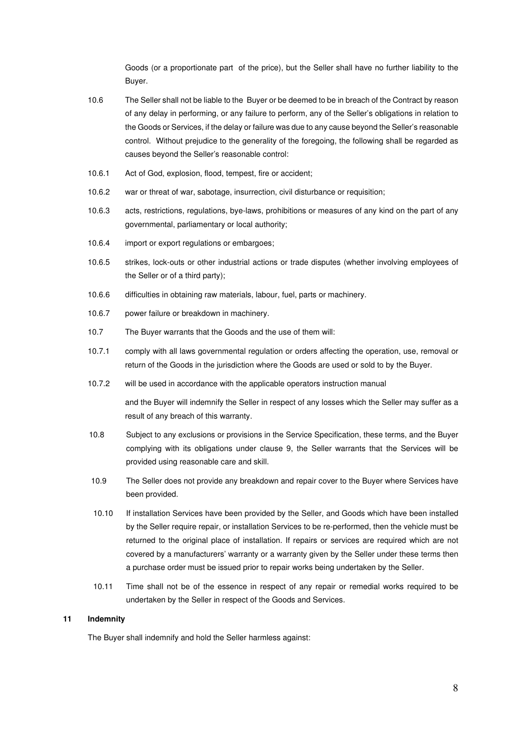Goods (or a proportionate part of the price), but the Seller shall have no further liability to the Buyer.

10.6 The Seller shall not be liable to the Buyer or be deemed to be in breach of the Contract by reason of any delay in performing, or any failure to perform, any of the Seller's obligations in relation to the Goods or Services, if the delay or failure was due to any cause beyond the Seller's reasonable control. Without prejudice to the generality of the foregoing, the following shall be regarded as causes beyond the Seller's reasonable control:

10.6.1 Act of God, explosion, flood, tempest, fire or accident;

10.6.2 war or threat of war, sabotage, insurrection, civil disturbance or requisition;

10.6.3 acts, restrictions, regulations, bye-laws, prohibitions or measures of any kind on the part of any governmental, parliamentary or local authority;

10.6.4 import or export regulations or embargoes;

10.6.5 strikes, lock-outs or other industrial actions or trade disputes (whether involving employees of the Seller or of a third party);

10.6.6 difficulties in obtaining raw materials, labour, fuel, parts or machinery.

10.6.7 power failure or breakdown in machinery.

10.7 The Buyer warrants that the Goods and the use of them will:

10.7.1 comply with all laws governmental regulation or orders affecting the operation, use, removal or return of the Goods in the jurisdiction where the Goods are used or sold to by the Buyer.

10.7.2 will be used in accordance with the applicable operators instruction manual

and the Buyer will indemnify the Seller in respect of any losses which the Seller may suffer as a result of any breach of this warranty.

10.8 Subject to any exclusions or provisions in the Service Specification, these terms, and the Buyer complying with its obligations under clause 9, the Seller warrants that the Services will be provided using reasonable care and skill.

10.9 The Seller does not provide any breakdown and repair cover to the Buyer where Services have been provided.

10.10 If installation Services have been provided by the Seller, and Goods which have been installed by the Seller require repair, or installation Services to be re-performed, then the vehicle must be returned to the original place of installation. If repairs or services are required which are not covered by a manufacturers' warranty or a warranty given by the Seller under these terms then a purchase order must be issued prior to repair works being undertaken by the Seller.

10.11 Time shall not be of the essence in respect of any repair or remedial works required to be undertaken by the Seller in respect of the Goods and Services.

## 11 Indemnity

The Buyer shall indemnify and hold the Seller harmless against: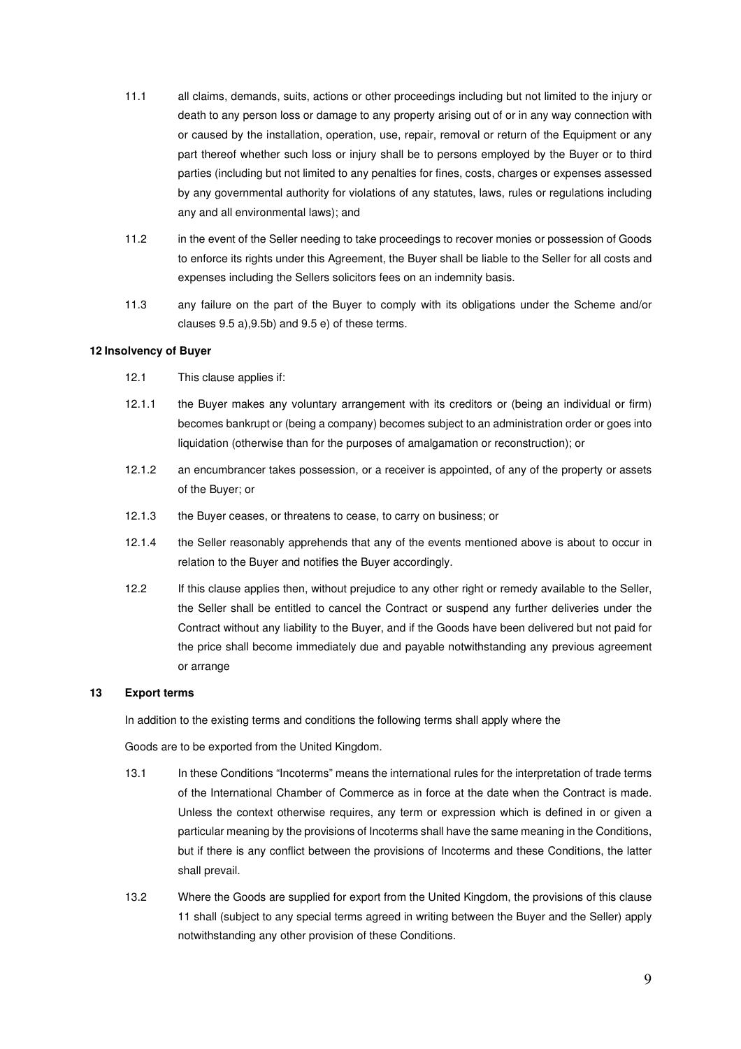11.1 all claims, demands, suits, actions or other proceedings including but not limited to the injury or death to any person loss or damage to any property arising out of or in any way connection with or caused by the installation, operation, use, repair, removal or return of the Equipment or any part thereof whether such loss or injury shall be to persons employed by the Buyer or to third parties (including but not limited to any penalties for fines, costs, charges or expenses assessed by any governmental authority for violations of any statutes, laws, rules or regulations including any and all environmental laws); and

11.2 in the event of the Seller needing to take proceedings to recover monies or possession of Goods to enforce its rights under this Agreement, the Buyer shall be liable to the Seller for all costs and expenses including the Sellers solicitors fees on an indemnity basis.

11.3 any failure on the part of the Buyer to comply with its obligations under the Scheme and/or clauses 9.5 a),9.5b) and 9.5 e) of these terms.

**12 Insolvency of Buyer**

12.1 This clause applies if:

12.1.1 the Buyer makes any voluntary arrangement with its creditors or (being an individual or firm) becomes bankrupt or (being a company) becomes subject to an administration order or goes into liquidation (otherwise than for the purposes of amalgamation or reconstruction); or

12.1.2 an encumbrancer takes possession, or a receiver is appointed, of any of the property or assets of the Buyer; or

12.1.3 the Buyer ceases, or threatens to cease, to carry on business; or

12.1.4 the Seller reasonably apprehends that any of the events mentioned above is about to occur in relation to the Buyer and notifies the Buyer accordingly.

12.2 If this clause applies then, without prejudice to any other right or remedy available to the Seller, the Seller shall be entitled to cancel the Contract or suspend any further deliveries under the Contract without any liability to the Buyer, and if the Goods have been delivered but not paid for the price shall become immediately due and payable notwithstanding any previous agreement or arrange

**13 Export terms**

In addition to the existing terms and conditions the following terms shall apply where the

Goods are to be exported from the United Kingdom.

13.1 In these Conditions "Incoterms" means the international rules for the interpretation of trade terms of the International Chamber of Commerce as in force at the date when the Contract is made. Unless the context otherwise requires, any term or expression which is defined in or given a particular meaning by the provisions of Incoterms shall have the same meaning in the Conditions, but if there is any conflict between the provisions of Incoterms and these Conditions, the latter shall prevail.

13.2 Where the Goods are supplied for export from the United Kingdom, the provisions of this clause 11 shall (subject to any special terms agreed in writing between the Buyer and the Seller) apply notwithstanding any other provision of these Conditions.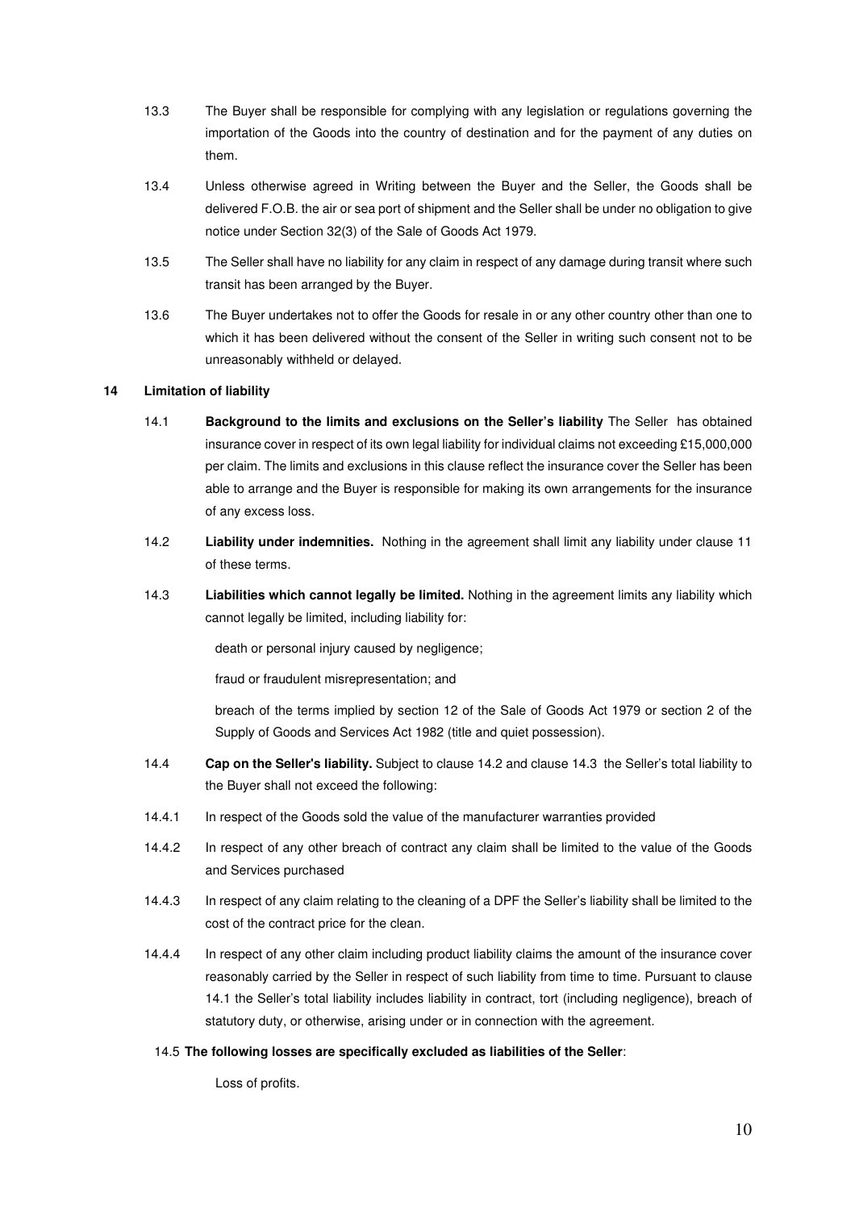13.3 The Buyer shall be responsible for complying with any legislation or regulations governing the importation of the Goods into the country of destination and for the payment of any duties on them.

13.4 Unless otherwise agreed in Writing between the Buyer and the Seller, the Goods shall be delivered F.O.B. the air or sea port of shipment and the Seller shall be under no obligation to give notice under Section 32(3) of the Sale of Goods Act 1979.

13.5 The Seller shall have no liability for any claim in respect of any damage during transit where such transit has been arranged by the Buyer.

13.6 The Buyer undertakes not to offer the Goods for resale in or any other country other than one to which it has been delivered without the consent of the Seller in writing such consent not to be unreasonably withheld or delayed.

**14 Limitation of liability**

14.1 **Background to the limits and exclusions on the Seller's liability** The Seller has obtained insurance cover in respect of its own legal liability for individual claims not exceeding £15,000,000 per claim. The limits and exclusions in this clause reflect the insurance cover the Seller has been able to arrange and the Buyer is responsible for making its own arrangements for the insurance of any excess loss.

14.2 **Liability under indemnities.** Nothing in the agreement shall limit any liability under clause 11 of these terms.

14.3 **Liabilities which cannot legally be limited.** Nothing in the agreement limits any liability which cannot legally be limited, including liability for:

death or personal injury caused by negligence;

fraud or fraudulent misrepresentation; and

breach of the terms implied by section 12 of the Sale of Goods Act 1979 or section 2 of the Supply of Goods and Services Act 1982 (title and quiet possession).

14.4 **Cap on the Seller's liability.** Subject to clause 14.2 and clause 14.3 the Seller's total liability to the Buyer shall not exceed the following:

14.4.1 In respect of the Goods sold the value of the manufacturer warranties provided

14.4.2 In respect of any other breach of contract any claim shall be limited to the value of the Goods and Services purchased

14.4.3 In respect of any claim relating to the cleaning of a DPF the Seller's liability shall be limited to the cost of the contract price for the clean.

14.4.4 In respect of any other claim including product liability claims the amount of the insurance cover reasonably carried by the Seller in respect of such liability from time to time. Pursuant to clause 14.1 the Seller's total liability includes liability in contract, tort (including negligence), breach of statutory duty, or otherwise, arising under or in connection with the agreement.

14.5 **The following losses are specifically excluded as liabilities of the Seller**:

Loss of profits.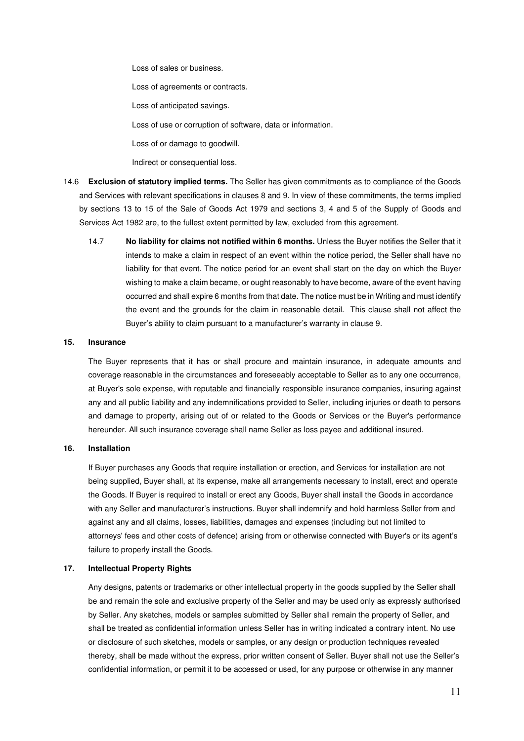Loss of sales or business.

Loss of agreements or contracts.

Loss of anticipated savings.

Loss of use or corruption of software, data or information.

Loss of or damage to goodwill.

Indirect or consequential loss.

14.6 **Exclusion of statutory implied terms.** The Seller has given commitments as to compliance of the Goods and Services with relevant specifications in clauses 8 and 9. In view of these commitments, the terms implied by sections 13 to 15 of the Sale of Goods Act 1979 and sections 3, 4 and 5 of the Supply of Goods and Services Act 1982 are, to the fullest extent permitted by law, excluded from this agreement.

14.7 **No liability for claims not notified within 6 months.** Unless the Buyer notifies the Seller that it intends to make a claim in respect of an event within the notice period, the Seller shall have no liability for that event. The notice period for an event shall start on the day on which the Buyer wishing to make a claim became, or ought reasonably to have become, aware of the event having occurred and shall expire 6 months from that date. The notice must be in Writing and must identify the event and the grounds for the claim in reasonable detail. This clause shall not affect the Buyer's ability to claim pursuant to a manufacturer's warranty in clause 9.

## 15. Insurance

The Buyer represents that it has or shall procure and maintain insurance, in adequate amounts and coverage reasonable in the circumstances and foreseeably acceptable to Seller as to any one occurrence, at Buyer's sole expense, with reputable and financially responsible insurance companies, insuring against any and all public liability and any indemnifications provided to Seller, including injuries or death to persons and damage to property, arising out of or related to the Goods or Services or the Buyer's performance hereunder. All such insurance coverage shall name Seller as loss payee and additional insured.

## 16. Installation

If Buyer purchases any Goods that require installation or erection, and Services for installation are not being supplied, Buyer shall, at its expense, make all arrangements necessary to install, erect and operate the Goods. If Buyer is required to install or erect any Goods, Buyer shall install the Goods in accordance with any Seller and manufacturer's instructions. Buyer shall indemnify and hold harmless Seller from and against any and all claims, losses, liabilities, damages and expenses (including but not limited to attorneys' fees and other costs of defence) arising from or otherwise connected with Buyer's or its agent's failure to properly install the Goods.

## 17. Intellectual Property Rights

Any designs, patents or trademarks or other intellectual property in the goods supplied by the Seller shall be and remain the sole and exclusive property of the Seller and may be used only as expressly authorised by Seller. Any sketches, models or samples submitted by Seller shall remain the property of Seller, and shall be treated as confidential information unless Seller has in writing indicated a contrary intent. No use or disclosure of such sketches, models or samples, or any design or production techniques revealed thereby, shall be made without the express, prior written consent of Seller. Buyer shall not use the Seller's confidential information, or permit it to be accessed or used, for any purpose or otherwise in any manner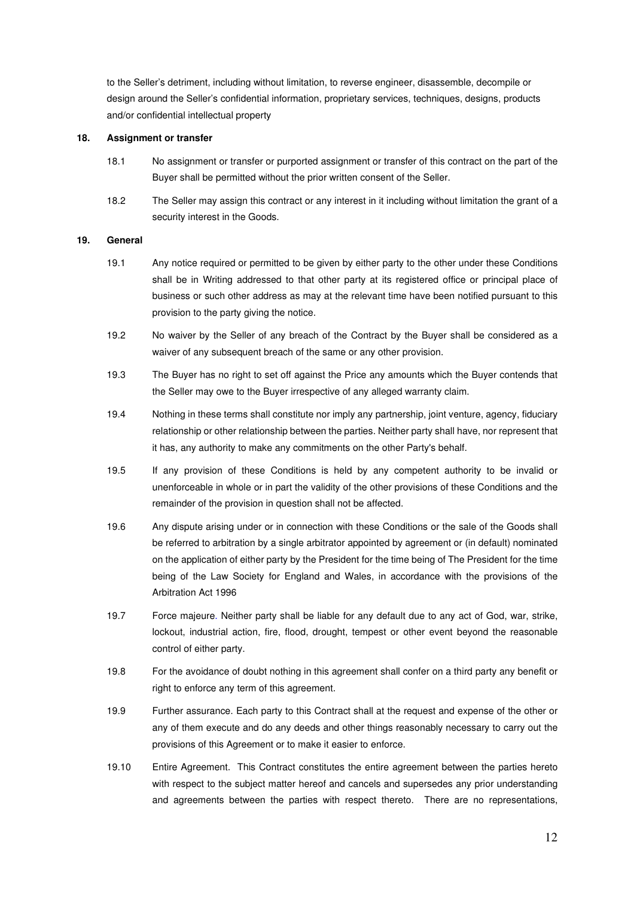to the Seller's detriment, including without limitation, to reverse engineer, disassemble, decompile or design around the Seller's confidential information, proprietary services, techniques, designs, products and/or confidential intellectual property

**18. Assignment or transfer**

18.1 No assignment or transfer or purported assignment or transfer of this contract on the part of the Buyer shall be permitted without the prior written consent of the Seller.

18.2 The Seller may assign this contract or any interest in it including without limitation the grant of a security interest in the Goods.

**19. General**

19.1 Any notice required or permitted to be given by either party to the other under these Conditions shall be in Writing addressed to that other party at its registered office or principal place of business or such other address as may at the relevant time have been notified pursuant to this provision to the party giving the notice.

19.2 No waiver by the Seller of any breach of the Contract by the Buyer shall be considered as a waiver of any subsequent breach of the same or any other provision.

19.3 The Buyer has no right to set off against the Price any amounts which the Buyer contends that the Seller may owe to the Buyer irrespective of any alleged warranty claim.

19.4 Nothing in these terms shall constitute nor imply any partnership, joint venture, agency, fiduciary relationship or other relationship between the parties. Neither party shall have, nor represent that it has, any authority to make any commitments on the other Party's behalf.

19.5 If any provision of these Conditions is held by any competent authority to be invalid or unenforceable in whole or in part the validity of the other provisions of these Conditions and the remainder of the provision in question shall not be affected.

19.6 Any dispute arising under or in connection with these Conditions or the sale of the Goods shall be referred to arbitration by a single arbitrator appointed by agreement or (in default) nominated on the application of either party by the President for the time being of The President for the time being of the Law Society for England and Wales, in accordance with the provisions of the Arbitration Act 1996

19.7 Force majeure. Neither party shall be liable for any default due to any act of God, war, strike, lockout, industrial action, fire, flood, drought, tempest or other event beyond the reasonable control of either party.

19.8 For the avoidance of doubt nothing in this agreement shall confer on a third party any benefit or right to enforce any term of this agreement.

19.9 Further assurance. Each party to this Contract shall at the request and expense of the other or any of them execute and do any deeds and other things reasonably necessary to carry out the provisions of this Agreement or to make it easier to enforce.

19.10 Entire Agreement. This Contract constitutes the entire agreement between the parties hereto with respect to the subject matter hereof and cancels and supersedes any prior understanding and agreements between the parties with respect thereto. There are no representations,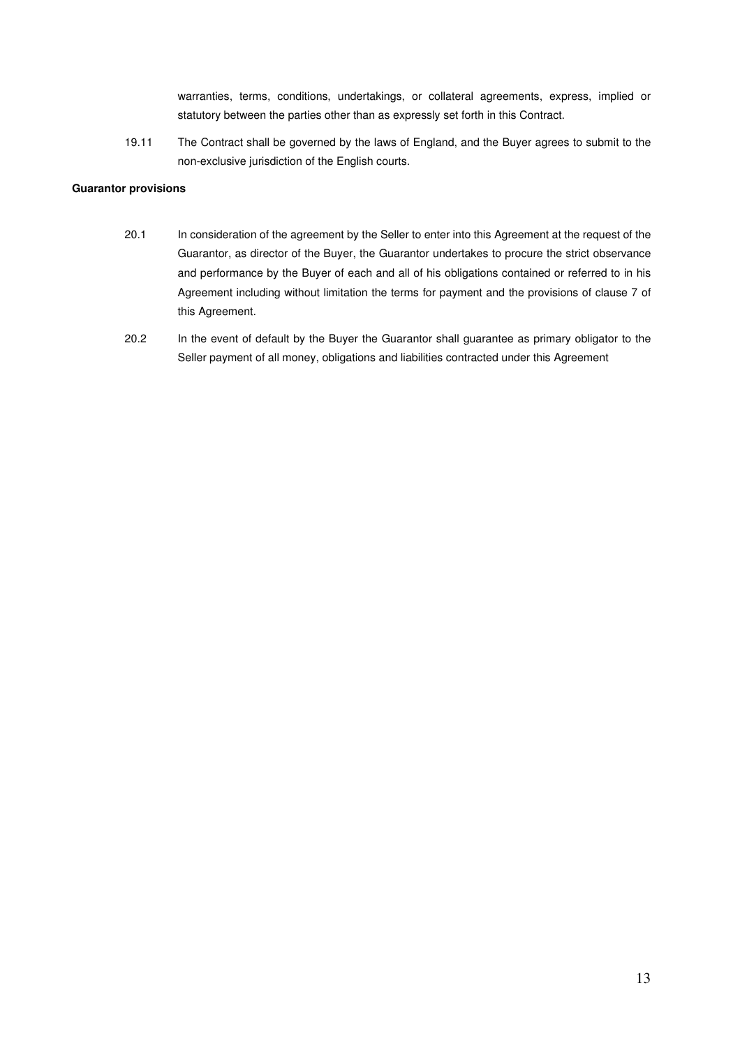warranties, terms, conditions, undertakings, or collateral agreements, express, implied or statutory between the parties other than as expressly set forth in this Contract.

19.11 The Contract shall be governed by the laws of England, and the Buyer agrees to submit to the non-exclusive jurisdiction of the English courts.

**Guarantor provisions**

20.1 In consideration of the agreement by the Seller to enter into this Agreement at the request of the Guarantor, as director of the Buyer, the Guarantor undertakes to procure the strict observance and performance by the Buyer of each and all of his obligations contained or referred to in his Agreement including without limitation the terms for payment and the provisions of clause 7 of this Agreement.

20.2 In the event of default by the Buyer the Guarantor shall guarantee as primary obligator to the Seller payment of all money, obligations and liabilities contracted under this Agreement